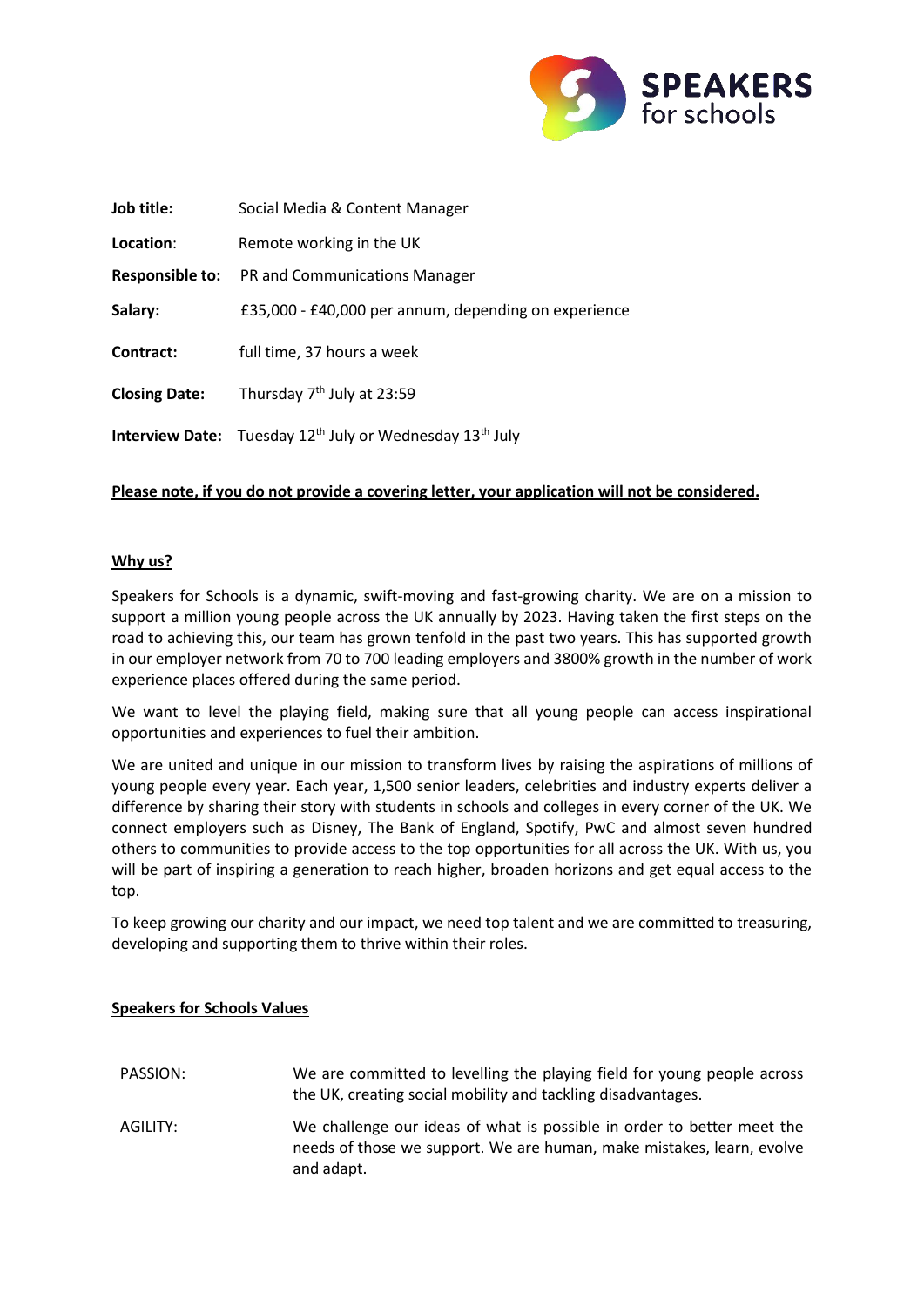| | |
|---|---|
| **Job title:** | Social Media & Content Manager |
| **Location**: | Remote working in the UK |
| **Responsible to:** | PR and Communications Manager |
| **Salary:** | £35,000 - £40,000 per annum, depending on experience |
| **Contract:** | full time, 37 hours a week |
| **Closing Date:** | Thursday 7th July at 23:59 |
| **Interview Date:** | Tuesday 12th July or Wednesday 13th July |

**Please note, if you do not provide a covering letter, your application will not be considered.**

**Why us?**

Speakers for Schools is a dynamic, swift-moving and fast-growing charity. We are on a mission to support a million young people across the UK annually by 2023. Having taken the first steps on the road to achieving this, our team has grown tenfold in the past two years. This has supported growth in our employer network from 70 to 700 leading employers and 3800% growth in the number of work experience places offered during the same period.

We want to level the playing field, making sure that all young people can access inspirational opportunities and experiences to fuel their ambition.

We are united and unique in our mission to transform lives by raising the aspirations of millions of young people every year. Each year, 1,500 senior leaders, celebrities and industry experts deliver a difference by sharing their story with students in schools and colleges in every corner of the UK. We connect employers such as Disney, The Bank of England, Spotify, PwC and almost seven hundred others to communities to provide access to the top opportunities for all across the UK. With us, you will be part of inspiring a generation to reach higher, broaden horizons and get equal access to the top.

To keep growing our charity and our impact, we need top talent and we are committed to treasuring, developing and supporting them to thrive within their roles.

**Speakers for Schools Values**

| | |
|---|---|
| PASSION: | We are committed to levelling the playing field for young people across the UK, creating social mobility and tackling disadvantages. |
| AGILITY: | We challenge our ideas of what is possible in order to better meet the needs of those we support. We are human, make mistakes, learn, evolve and adapt. |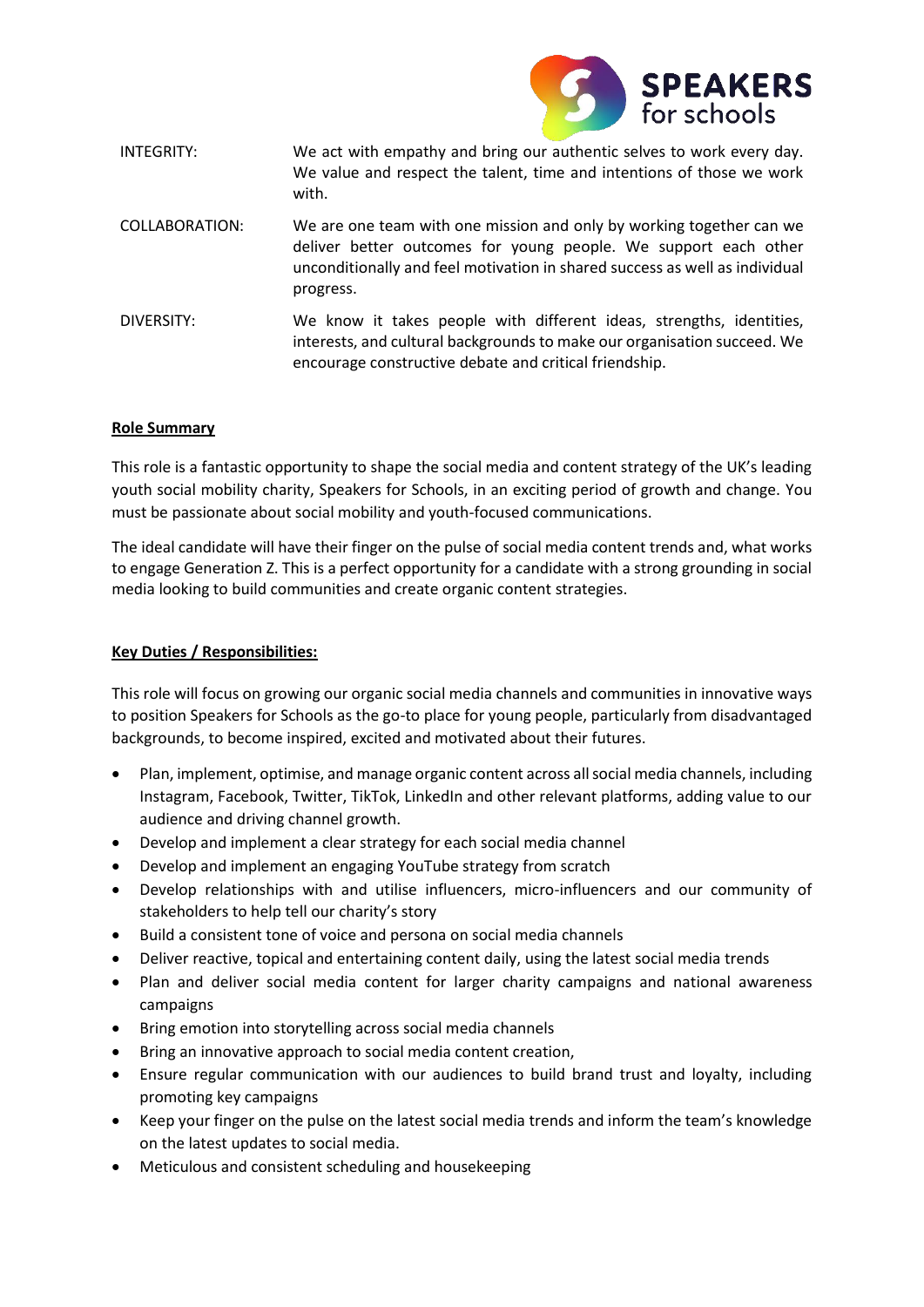| | |
|---|---|
| INTEGRITY: | We act with empathy and bring our authentic selves to work every day. We value and respect the talent, time and intentions of those we work with. |
| COLLABORATION: | We are one team with one mission and only by working together can we deliver better outcomes for young people. We support each other unconditionally and feel motivation in shared success as well as individual progress. |
| DIVERSITY: | We know it takes people with different ideas, strengths, identities, interests, and cultural backgrounds to make our organisation succeed. We encourage constructive debate and critical friendship. |

**Role Summary**

This role is a fantastic opportunity to shape the social media and content strategy of the UK's leading youth social mobility charity, Speakers for Schools, in an exciting period of growth and change. You must be passionate about social mobility and youth-focused communications.

The ideal candidate will have their finger on the pulse of social media content trends and, what works to engage Generation Z. This is a perfect opportunity for a candidate with a strong grounding in social media looking to build communities and create organic content strategies.

**Key Duties / Responsibilities:**

This role will focus on growing our organic social media channels and communities in innovative ways to position Speakers for Schools as the go-to place for young people, particularly from disadvantaged backgrounds, to become inspired, excited and motivated about their futures.

- Plan, implement, optimise, and manage organic content across all social media channels, including Instagram, Facebook, Twitter, TikTok, LinkedIn and other relevant platforms, adding value to our audience and driving channel growth.
- Develop and implement a clear strategy for each social media channel
- Develop and implement an engaging YouTube strategy from scratch
- Develop relationships with and utilise influencers, micro-influencers and our community of stakeholders to help tell our charity's story
- Build a consistent tone of voice and persona on social media channels
- Deliver reactive, topical and entertaining content daily, using the latest social media trends
- Plan and deliver social media content for larger charity campaigns and national awareness campaigns
- Bring emotion into storytelling across social media channels
- Bring an innovative approach to social media content creation,
- Ensure regular communication with our audiences to build brand trust and loyalty, including promoting key campaigns
- Keep your finger on the pulse on the latest social media trends and inform the team's knowledge on the latest updates to social media.
- Meticulous and consistent scheduling and housekeeping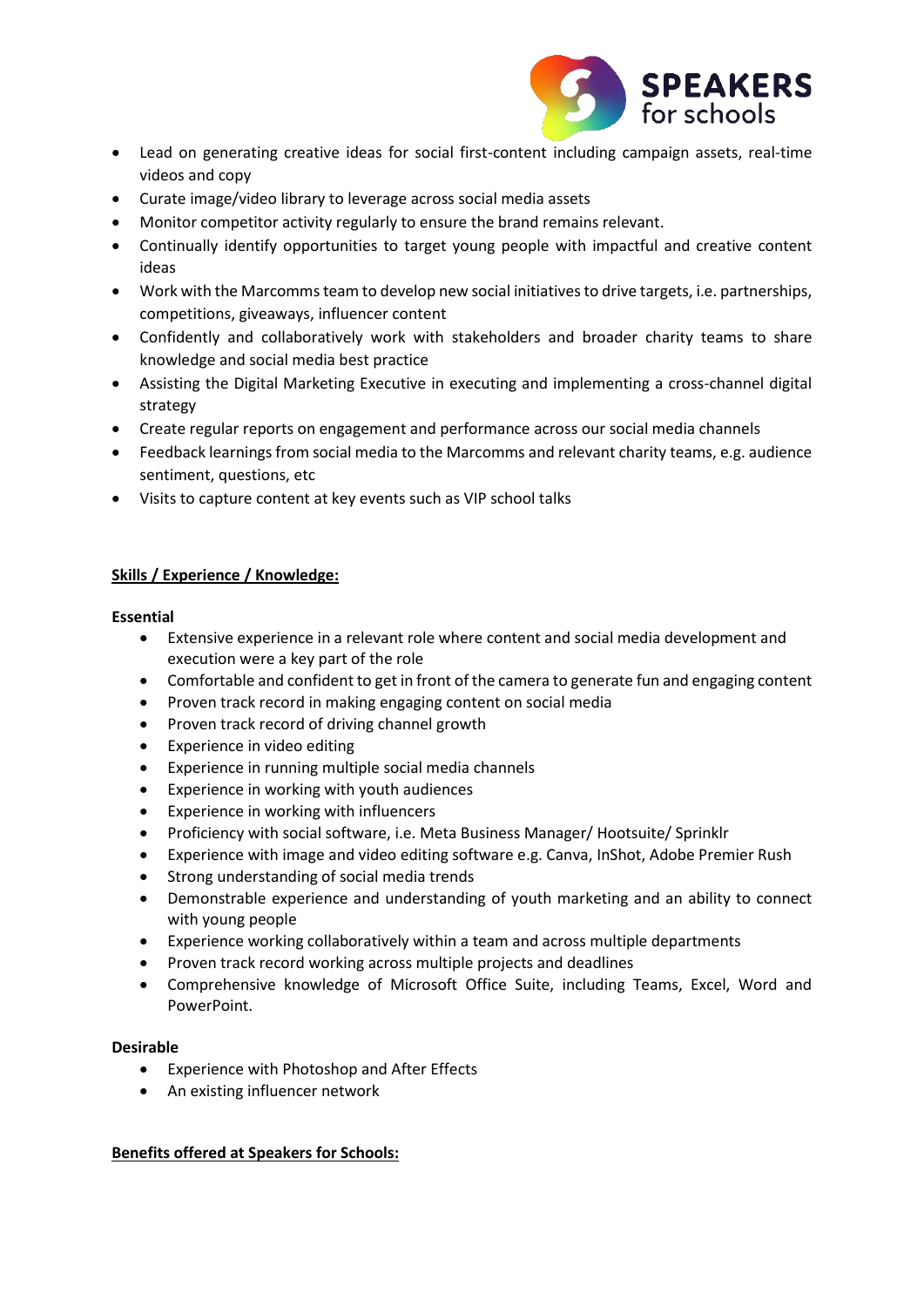- Lead on generating creative ideas for social first-content including campaign assets, real-time videos and copy
- Curate image/video library to leverage across social media assets
- Monitor competitor activity regularly to ensure the brand remains relevant.
- Continually identify opportunities to target young people with impactful and creative content ideas
- Work with the Marcomms team to develop new social initiatives to drive targets, i.e. partnerships, competitions, giveaways, influencer content
- Confidently and collaboratively work with stakeholders and broader charity teams to share knowledge and social media best practice
- Assisting the Digital Marketing Executive in executing and implementing a cross-channel digital strategy
- Create regular reports on engagement and performance across our social media channels
- Feedback learnings from social media to the Marcomms and relevant charity teams, e.g. audience sentiment, questions, etc
- Visits to capture content at key events such as VIP school talks

## Skills / Experience / Knowledge:

**Essential**

- Extensive experience in a relevant role where content and social media development and execution were a key part of the role
- Comfortable and confident to get in front of the camera to generate fun and engaging content
- Proven track record in making engaging content on social media
- Proven track record of driving channel growth
- Experience in video editing
- Experience in running multiple social media channels
- Experience in working with youth audiences
- Experience in working with influencers
- Proficiency with social software, i.e. Meta Business Manager/ Hootsuite/ Sprinklr
- Experience with image and video editing software e.g. Canva, InShot, Adobe Premier Rush
- Strong understanding of social media trends
- Demonstrable experience and understanding of youth marketing and an ability to connect with young people
- Experience working collaboratively within a team and across multiple departments
- Proven track record working across multiple projects and deadlines
- Comprehensive knowledge of Microsoft Office Suite, including Teams, Excel, Word and PowerPoint.

**Desirable**

- Experience with Photoshop and After Effects
- An existing influencer network

## Benefits offered at Speakers for Schools: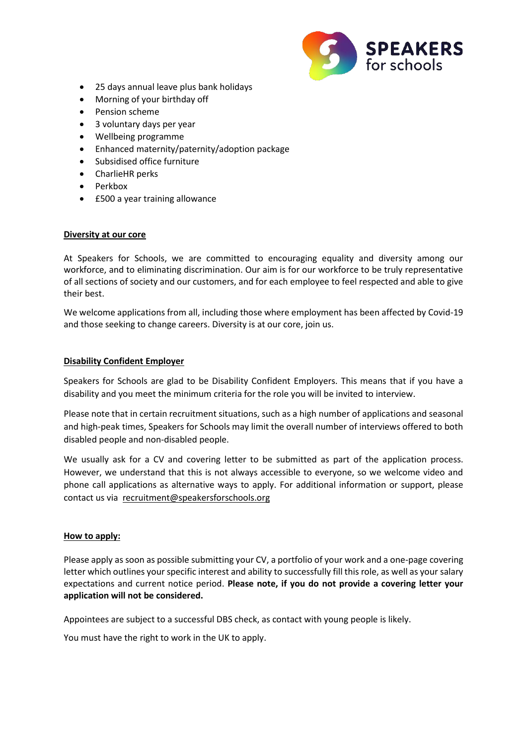- 25 days annual leave plus bank holidays
- Morning of your birthday off
- Pension scheme
- 3 voluntary days per year
- Wellbeing programme
- Enhanced maternity/paternity/adoption package
- Subsidised office furniture
- CharlieHR perks
- Perkbox
- £500 a year training allowance

## Diversity at our core

At Speakers for Schools, we are committed to encouraging equality and diversity among our workforce, and to eliminating discrimination. Our aim is for our workforce to be truly representative of all sections of society and our customers, and for each employee to feel respected and able to give their best.

We welcome applications from all, including those where employment has been affected by Covid-19 and those seeking to change careers. Diversity is at our core, join us.

## Disability Confident Employer

Speakers for Schools are glad to be Disability Confident Employers. This means that if you have a disability and you meet the minimum criteria for the role you will be invited to interview.

Please note that in certain recruitment situations, such as a high number of applications and seasonal and high-peak times, Speakers for Schools may limit the overall number of interviews offered to both disabled people and non-disabled people.

We usually ask for a CV and covering letter to be submitted as part of the application process. However, we understand that this is not always accessible to everyone, so we welcome video and phone call applications as alternative ways to apply. For additional information or support, please contact us via recruitment@speakersforschools.org

## How to apply:

Please apply as soon as possible submitting your CV, a portfolio of your work and a one-page covering letter which outlines your specific interest and ability to successfully fill this role, as well as your salary expectations and current notice period. **Please note, if you do not provide a covering letter your application will not be considered.**

Appointees are subject to a successful DBS check, as contact with young people is likely.

You must have the right to work in the UK to apply.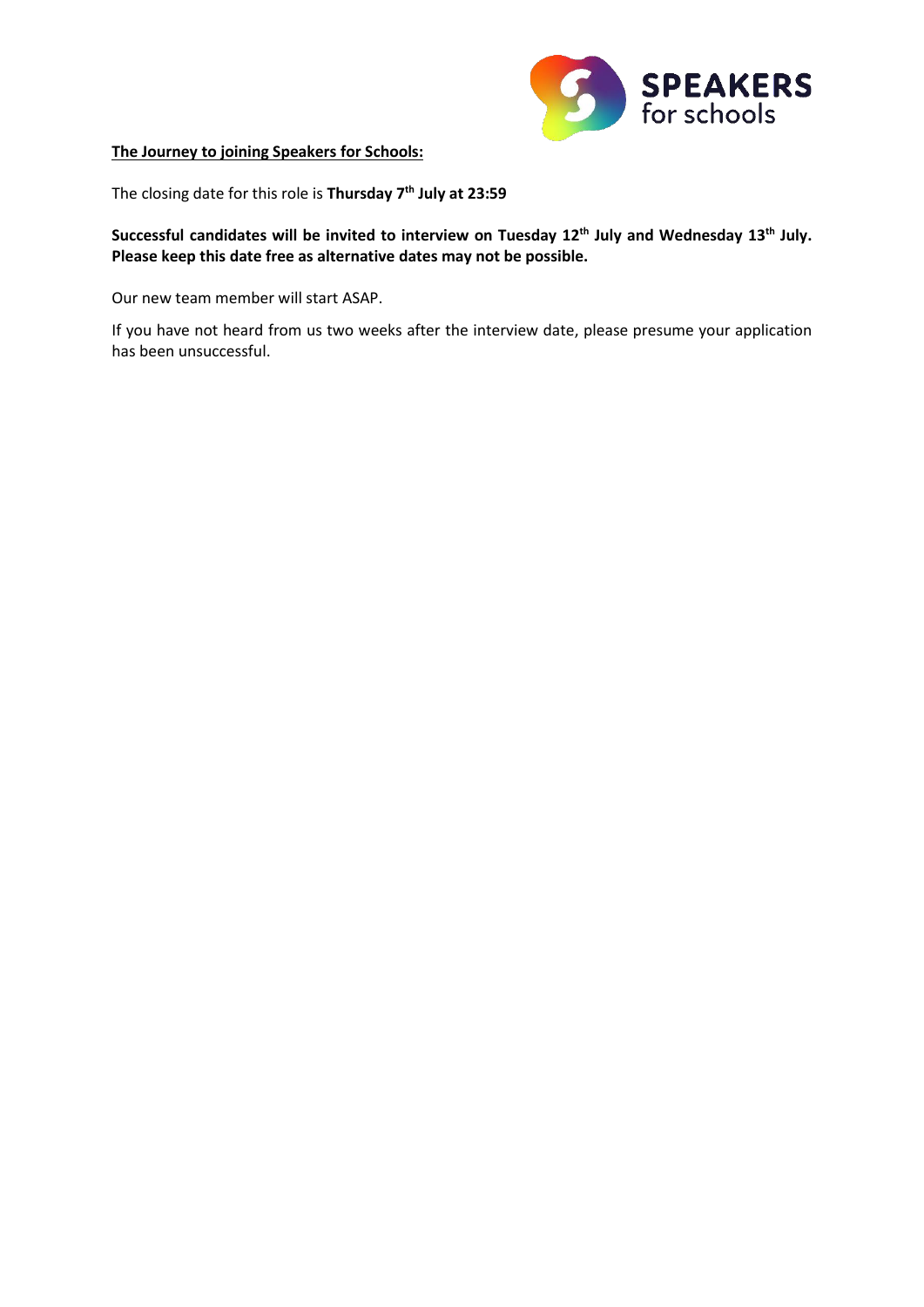**The Journey to joining Speakers for Schools:**

The closing date for this role is **Thursday 7th July at 23:59**

**Successful candidates will be invited to interview on Tuesday 12th July and Wednesday 13th July. Please keep this date free as alternative dates may not be possible.**

Our new team member will start ASAP.

If you have not heard from us two weeks after the interview date, please presume your application has been unsuccessful.